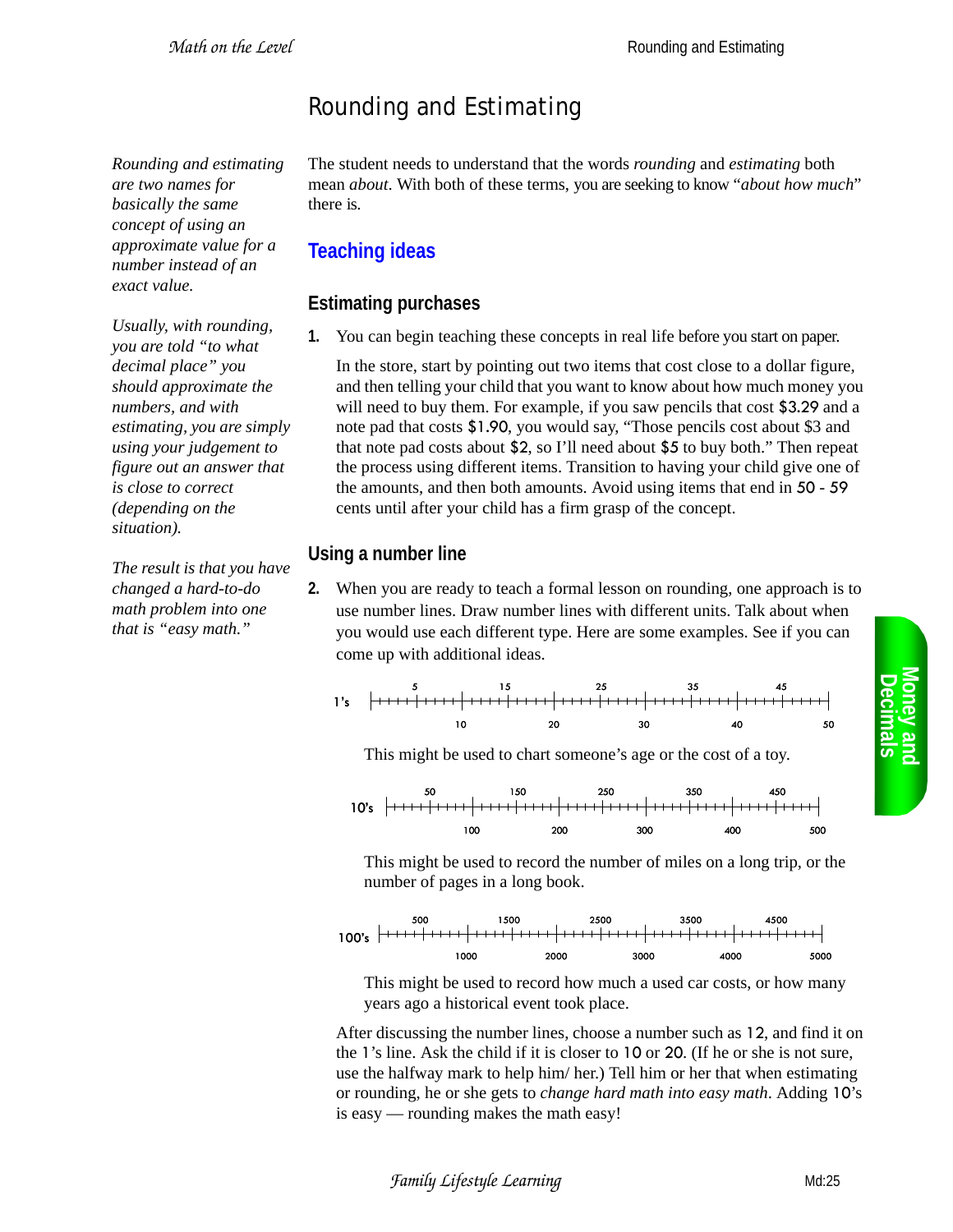# Rounding and Estimating

*Rounding and estimating are two names for basically the same concept of using an approximate value for a number instead of an exact value.*

*Usually, with rounding, you are told "to what decimal place" you should approximate the numbers, and with estimating, you are simply using your judgement to figure out an answer that is close to correct (depending on the situation).*

*The result is that you have changed a hard-to-do math problem into one that is "easy math."*

The student needs to understand that the words *rounding* and *estimating* both mean *about*. With both of these terms, you are seeking to know "*about how much*" there is.

## Teaching ideas

### Estimating purchases

**1.** You can begin teaching these concepts in real life before you start on paper.

In the store, start by pointing out two items that cost close to a dollar figure, and then telling your child that you want to know about how much money you will need to buy them. For example, if you saw pencils that cost $3.29 and a note pad that costs $1.90, you would say, "Those pencils cost about $3 and that note pad costs about $2, so I'll need about $5 to buy both." Then repeat the process using different items. Transition to having your child give one of the amounts, and then both amounts. Avoid using items that end in 50 - 59 cents until after your child has a firm grasp of the concept.

### Using a number line

**2.** When you are ready to teach a formal lesson on rounding, one approach is to use number lines. Draw number lines with different units. Talk about when you would use each different type. Here are some examples. See if you can come up with additional ideas.

1's — number line marked 5, 15, 25, 35, 45 (above) and 10, 20, 30, 40, 50 (below)

This might be used to chart someone's age or the cost of a toy.

10's — number line marked 50, 150, 250, 350, 450 (above) and 100, 200, 300, 400, 500 (below)

This might be used to record the number of miles on a long trip, or the number of pages in a long book.

100's — number line marked 500, 1500, 2500, 3500, 4500 (above) and 1000, 2000, 3000, 4000, 5000 (below)

This might be used to record how much a used car costs, or how many years ago a historical event took place.

After discussing the number lines, choose a number such as 12, and find it on the 1's line. Ask the child if it is closer to 10 or 20. (If he or she is not sure, use the halfway mark to help him/ her.) Tell him or her that when estimating or rounding, he or she gets to *change hard math into easy math*. Adding 10's is easy — rounding makes the math easy!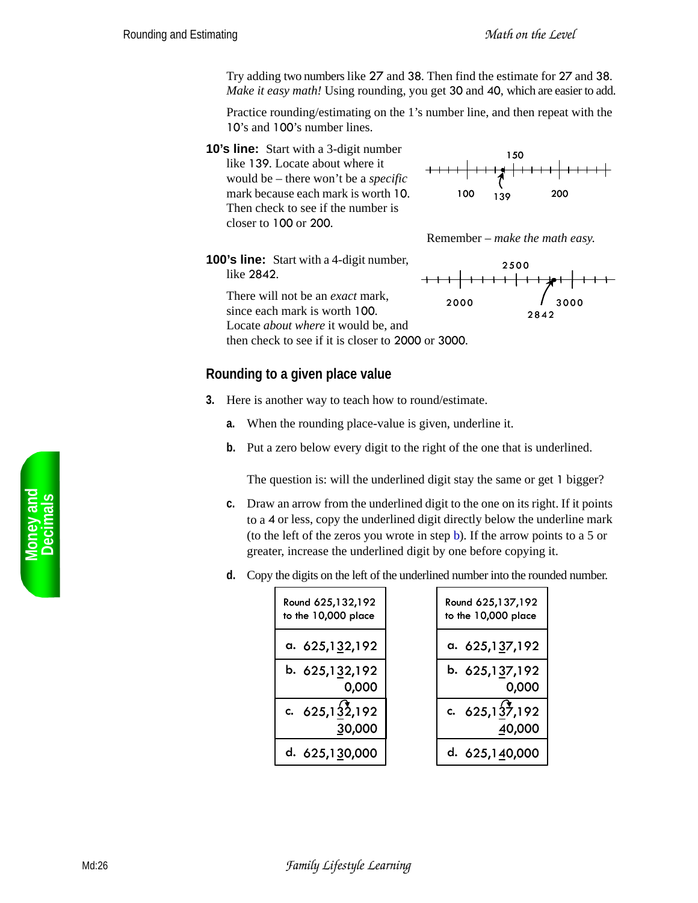Try adding two numbers like 27 and 38. Then find the estimate for 27 and 38. *Make it easy math!* Using rounding, you get 30 and 40, which are easier to add.

Practice rounding/estimating on the 1's number line, and then repeat with the 10's and 100's number lines.

**10's line:** Start with a 3-digit number like 139. Locate about where it would be – there won't be a *specific* mark because each mark is worth 10. Then check to see if the number is closer to 100 or 200.

150

100 139 200

Remember – *make the math easy.*

**100's line:** Start with a 4-digit number, like 2842.

There will not be an *exact* mark, since each mark is worth 100. Locate *about where* it would be, and then check to see if it is closer to 2000 or 3000.

2500

2000 2842 3000

## Rounding to a given place value

**3.** Here is another way to teach how to round/estimate.

**a.** When the rounding place-value is given, underline it.

**b.** Put a zero below every digit to the right of the one that is underlined.

The question is: will the underlined digit stay the same or get 1 bigger?

**c.** Draw an arrow from the underlined digit to the one on its right. If it points to a 4 or less, copy the underlined digit directly below the underline mark (to the left of the zeros you wrote in step b). If the arrow points to a 5 or greater, increase the underlined digit by one before copying it.

**d.** Copy the digits on the left of the underlined number into the rounded number.

| Round 625,132,192 to the 10,000 place |
|---|
| a. 625,1<u>3</u>2,192 |
| b. 625,1<u>3</u>2,192 / 0,000 |
| c. 625,1<u>3</u>2,192 / <u>3</u>0,000 |
| d. 625,1<u>3</u>0,000 |

| Round 625,137,192 to the 10,000 place |
|---|
| a. 625,1<u>3</u>7,192 |
| b. 625,1<u>3</u>7,192 / 0,000 |
| c. 625,1<u>3</u>7,192 / <u>4</u>0,000 |
| d. 625,1<u>4</u>0,000 |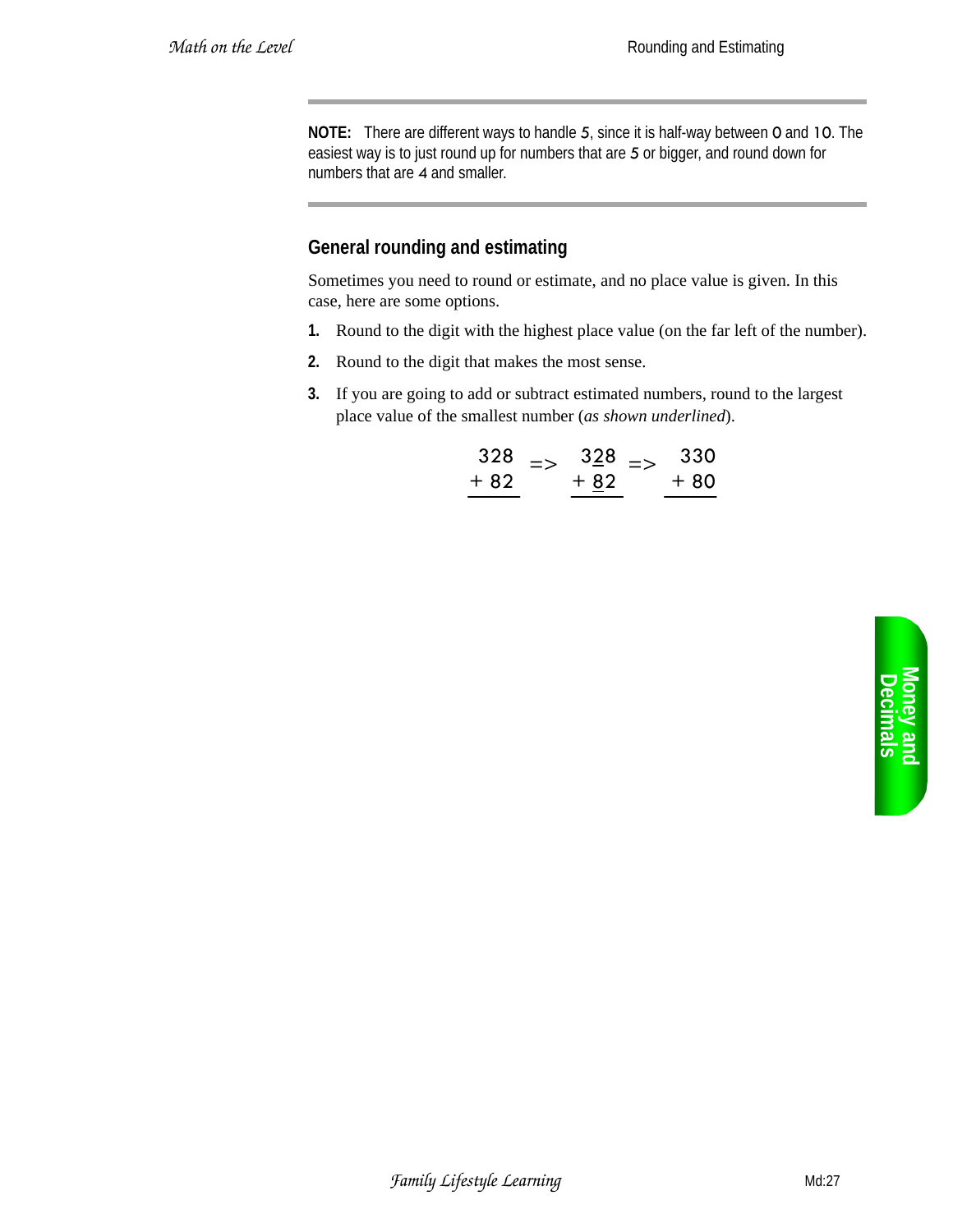---

**NOTE:** There are different ways to handle *5*, since it is half-way between 0 and 10. The easiest way is to just round up for numbers that are *5* or bigger, and round down for numbers that are *4* and smaller.

---

### General rounding and estimating

Sometimes you need to round or estimate, and no place value is given. In this case, here are some options.

1. Round to the digit with the highest place value (on the far left of the number).
2. Round to the digit that makes the most sense.
3. If you are going to add or subtract estimated numbers, round to the largest place value of the smallest number (*as shown underlined*).

$$\begin{array}{r} 328 \\ +\ 82 \\ \hline \end{array} \;\Rightarrow\; \begin{array}{r} 3\underline{2}8 \\ +\ \underline{8}2 \\ \hline \end{array} \;\Rightarrow\; \begin{array}{r} 330 \\ +\ 80 \\ \hline \end{array}$$

Money and Decimals